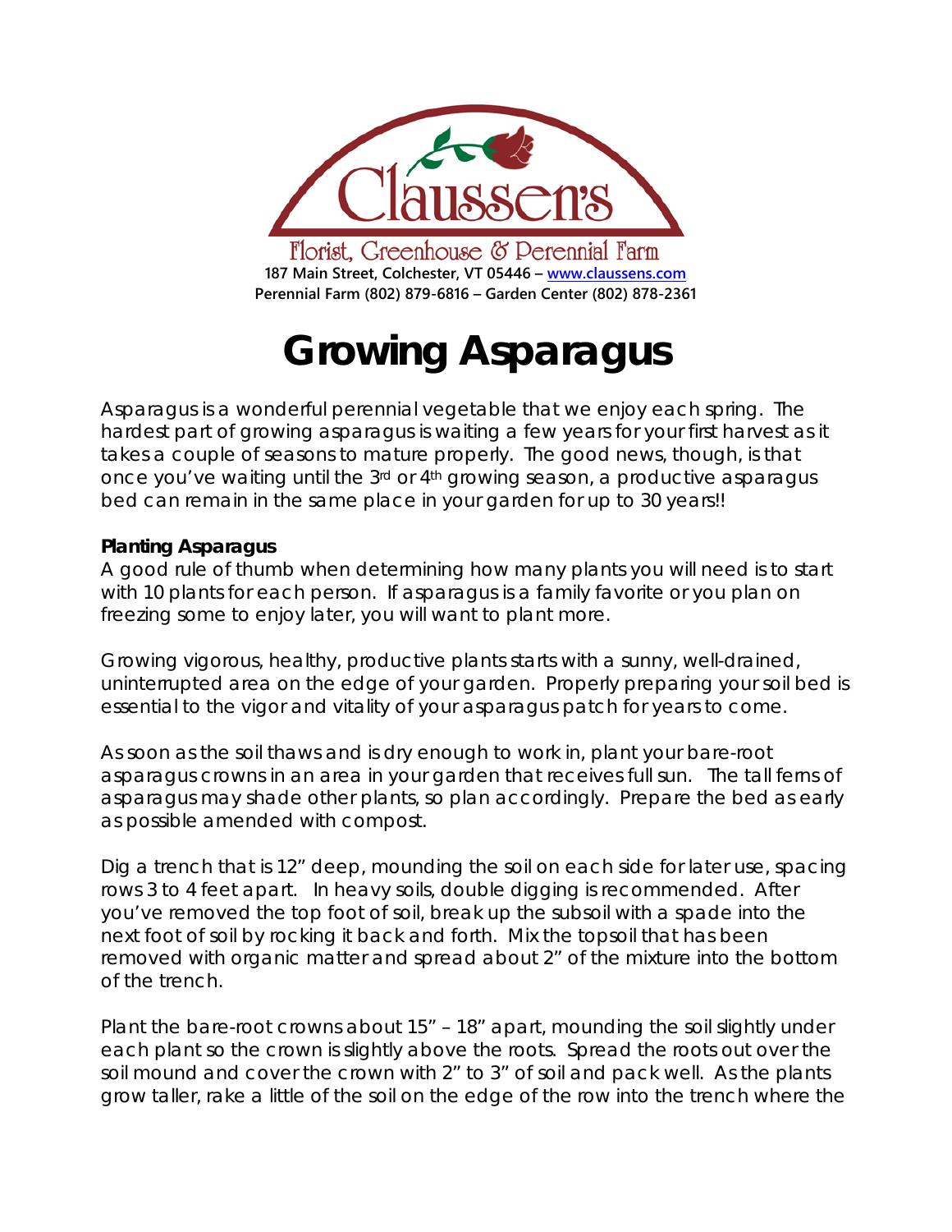Claussen's

Florist, Greenhouse & Perennial Farm

187 Main Street, Colchester, VT 05446 – www.claussens.com

Perennial Farm (802) 879-6816 – Garden Center (802) 878-2361

# Growing Asparagus

Asparagus is a wonderful perennial vegetable that we enjoy each spring. The hardest part of growing asparagus is waiting a few years for your first harvest as it takes a couple of seasons to mature properly. The good news, though, is that once you've waiting until the 3rd or 4th growing season, a productive asparagus bed can remain in the same place in your garden for up to 30 years!!

**Planting Asparagus**

A good rule of thumb when determining how many plants you will need is to start with 10 plants for each person. If asparagus is a family favorite or you plan on freezing some to enjoy later, you will want to plant more.

Growing vigorous, healthy, productive plants starts with a sunny, well-drained, uninterrupted area on the edge of your garden. Properly preparing your soil bed is essential to the vigor and vitality of your asparagus patch for years to come.

As soon as the soil thaws and is dry enough to work in, plant your bare-root asparagus crowns in an area in your garden that receives full sun. The tall ferns of asparagus may shade other plants, so plan accordingly. Prepare the bed as early as possible amended with compost.

Dig a trench that is 12" deep, mounding the soil on each side for later use, spacing rows 3 to 4 feet apart. In heavy soils, double digging is recommended. After you've removed the top foot of soil, break up the subsoil with a spade into the next foot of soil by rocking it back and forth. Mix the topsoil that has been removed with organic matter and spread about 2" of the mixture into the bottom of the trench.

Plant the bare-root crowns about 15" – 18" apart, mounding the soil slightly under each plant so the crown is slightly above the roots. Spread the roots out over the soil mound and cover the crown with 2" to 3" of soil and pack well. As the plants grow taller, rake a little of the soil on the edge of the row into the trench where the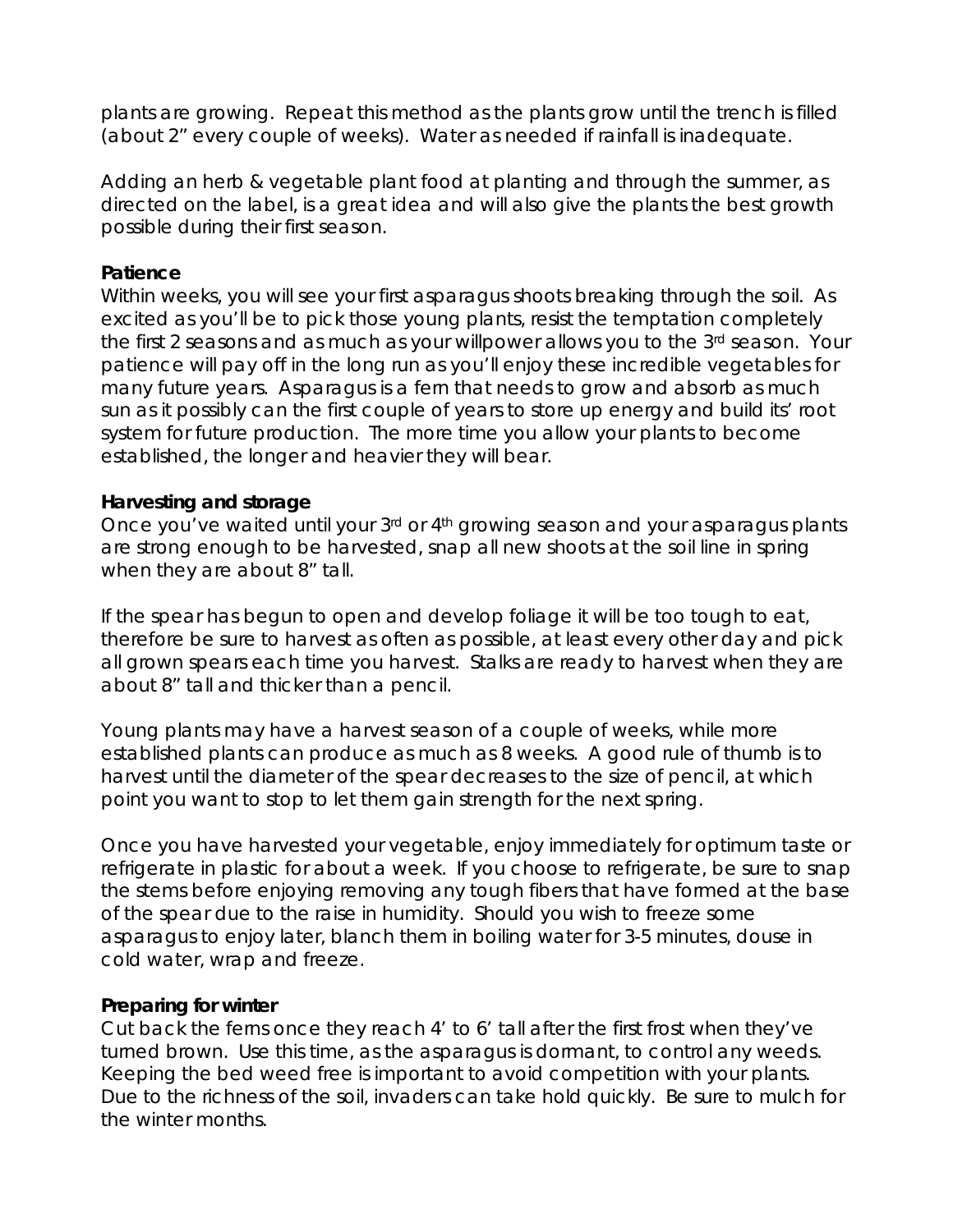plants are growing. Repeat this method as the plants grow until the trench is filled (about 2" every couple of weeks). Water as needed if rainfall is inadequate.

Adding an herb & vegetable plant food at planting and through the summer, as directed on the label, is a great idea and will also give the plants the best growth possible during their first season.

**Patience**

Within weeks, you will see your first asparagus shoots breaking through the soil. As excited as you'll be to pick those young plants, resist the temptation completely the first 2 seasons and as much as your willpower allows you to the 3rd season. Your patience will pay off in the long run as you'll enjoy these incredible vegetables for many future years. Asparagus is a fern that needs to grow and absorb as much sun as it possibly can the first couple of years to store up energy and build its' root system for future production. The more time you allow your plants to become established, the longer and heavier they will bear.

**Harvesting and storage**

Once you've waited until your 3rd or 4th growing season and your asparagus plants are strong enough to be harvested, snap all new shoots at the soil line in spring when they are about 8" tall.

If the spear has begun to open and develop foliage it will be too tough to eat, therefore be sure to harvest as often as possible, at least every other day and pick all grown spears each time you harvest. Stalks are ready to harvest when they are about 8" tall and thicker than a pencil.

Young plants may have a harvest season of a couple of weeks, while more established plants can produce as much as 8 weeks. A good rule of thumb is to harvest until the diameter of the spear decreases to the size of pencil, at which point you want to stop to let them gain strength for the next spring.

Once you have harvested your vegetable, enjoy immediately for optimum taste or refrigerate in plastic for about a week. If you choose to refrigerate, be sure to snap the stems before enjoying removing any tough fibers that have formed at the base of the spear due to the raise in humidity. Should you wish to freeze some asparagus to enjoy later, blanch them in boiling water for 3-5 minutes, douse in cold water, wrap and freeze.

**Preparing for winter**

Cut back the ferns once they reach 4' to 6' tall after the first frost when they've turned brown. Use this time, as the asparagus is dormant, to control any weeds. Keeping the bed weed free is important to avoid competition with your plants. Due to the richness of the soil, invaders can take hold quickly. Be sure to mulch for the winter months.